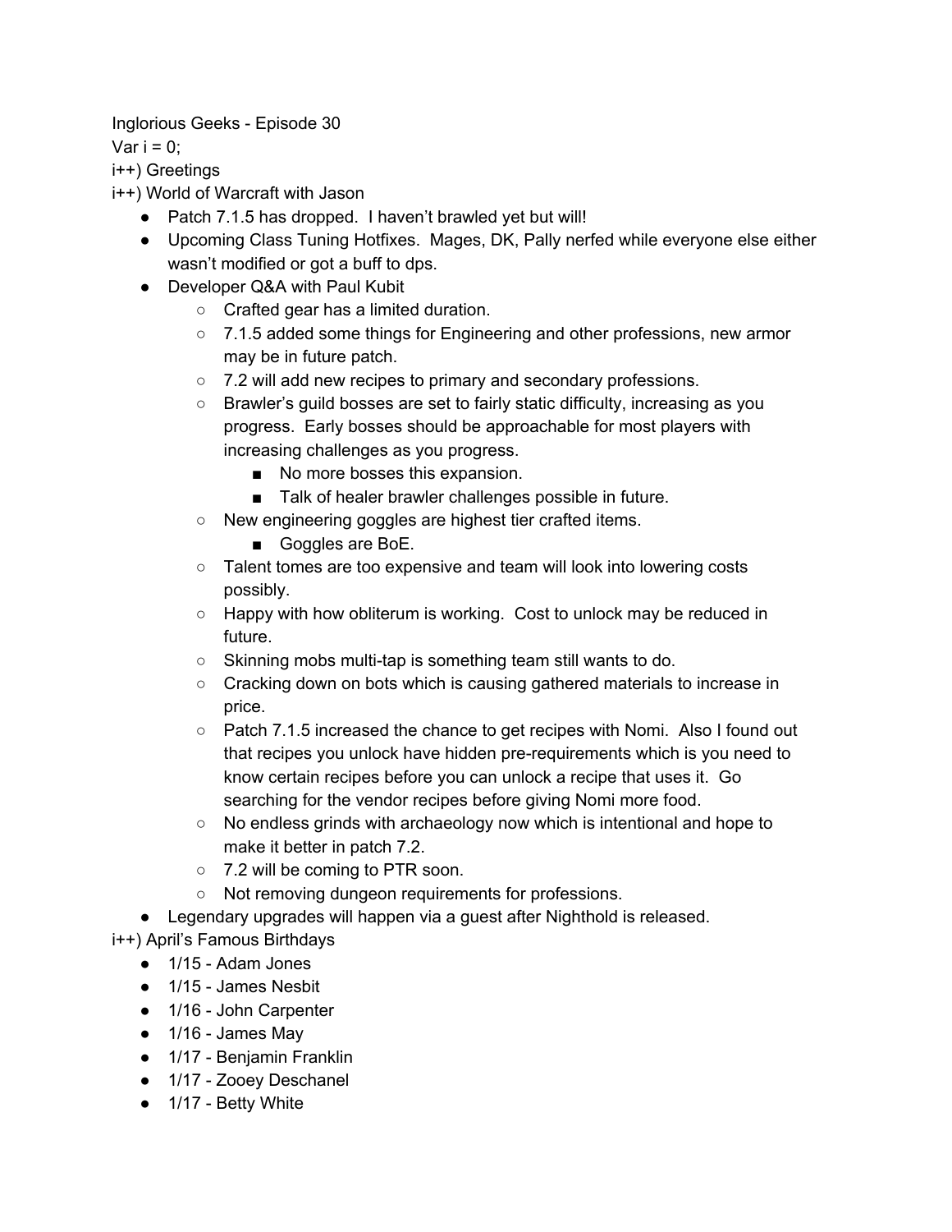Inglorious Geeks - Episode 30

Var i = 0;

i++) Greetings

i++) World of Warcraft with Jason

- Patch 7.1.5 has dropped. I haven't brawled yet but will!
- Upcoming Class Tuning Hotfixes. Mages, DK, Pally nerfed while everyone else either wasn't modified or got a buff to dps.
- Developer Q&A with Paul Kubit
    - Crafted gear has a limited duration.
    - 7.1.5 added some things for Engineering and other professions, new armor may be in future patch.
    - 7.2 will add new recipes to primary and secondary professions.
    - Brawler's guild bosses are set to fairly static difficulty, increasing as you progress. Early bosses should be approachable for most players with increasing challenges as you progress.
        - No more bosses this expansion.
        - Talk of healer brawler challenges possible in future.
    - New engineering goggles are highest tier crafted items.
        - Goggles are BoE.
    - Talent tomes are too expensive and team will look into lowering costs possibly.
    - Happy with how obliterum is working. Cost to unlock may be reduced in future.
    - Skinning mobs multi-tap is something team still wants to do.
    - Cracking down on bots which is causing gathered materials to increase in price.
    - Patch 7.1.5 increased the chance to get recipes with Nomi. Also I found out that recipes you unlock have hidden pre-requirements which is you need to know certain recipes before you can unlock a recipe that uses it. Go searching for the vendor recipes before giving Nomi more food.
    - No endless grinds with archaeology now which is intentional and hope to make it better in patch 7.2.
    - 7.2 will be coming to PTR soon.
    - Not removing dungeon requirements for professions.
- Legendary upgrades will happen via a guest after Nighthold is released.

i++) April's Famous Birthdays

- 1/15 - Adam Jones
- 1/15 - James Nesbit
- 1/16 - John Carpenter
- 1/16 - James May
- 1/17 - Benjamin Franklin
- 1/17 - Zooey Deschanel
- 1/17 - Betty White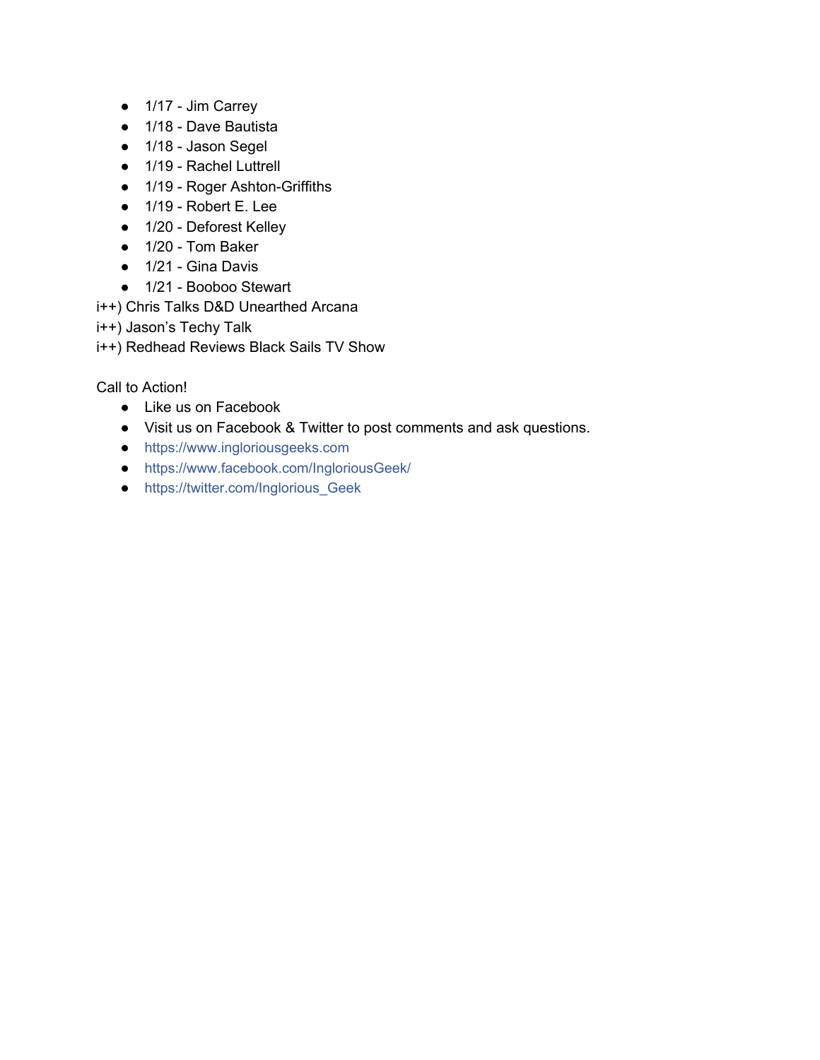- 1/17 - Jim Carrey
- 1/18 - Dave Bautista
- 1/18 - Jason Segel
- 1/19 - Rachel Luttrell
- 1/19 - Roger Ashton-Griffiths
- 1/19 - Robert E. Lee
- 1/20 - Deforest Kelley
- 1/20 - Tom Baker
- 1/21 - Gina Davis
- 1/21 - Booboo Stewart

i++) Chris Talks D&D Unearthed Arcana
i++) Jason's Techy Talk
i++) Redhead Reviews Black Sails TV Show

Call to Action!

- Like us on Facebook
- Visit us on Facebook & Twitter to post comments and ask questions.
- https://www.ingloriousgeeks.com
- https://www.facebook.com/IngloriousGeek/
- https://twitter.com/Inglorious_Geek